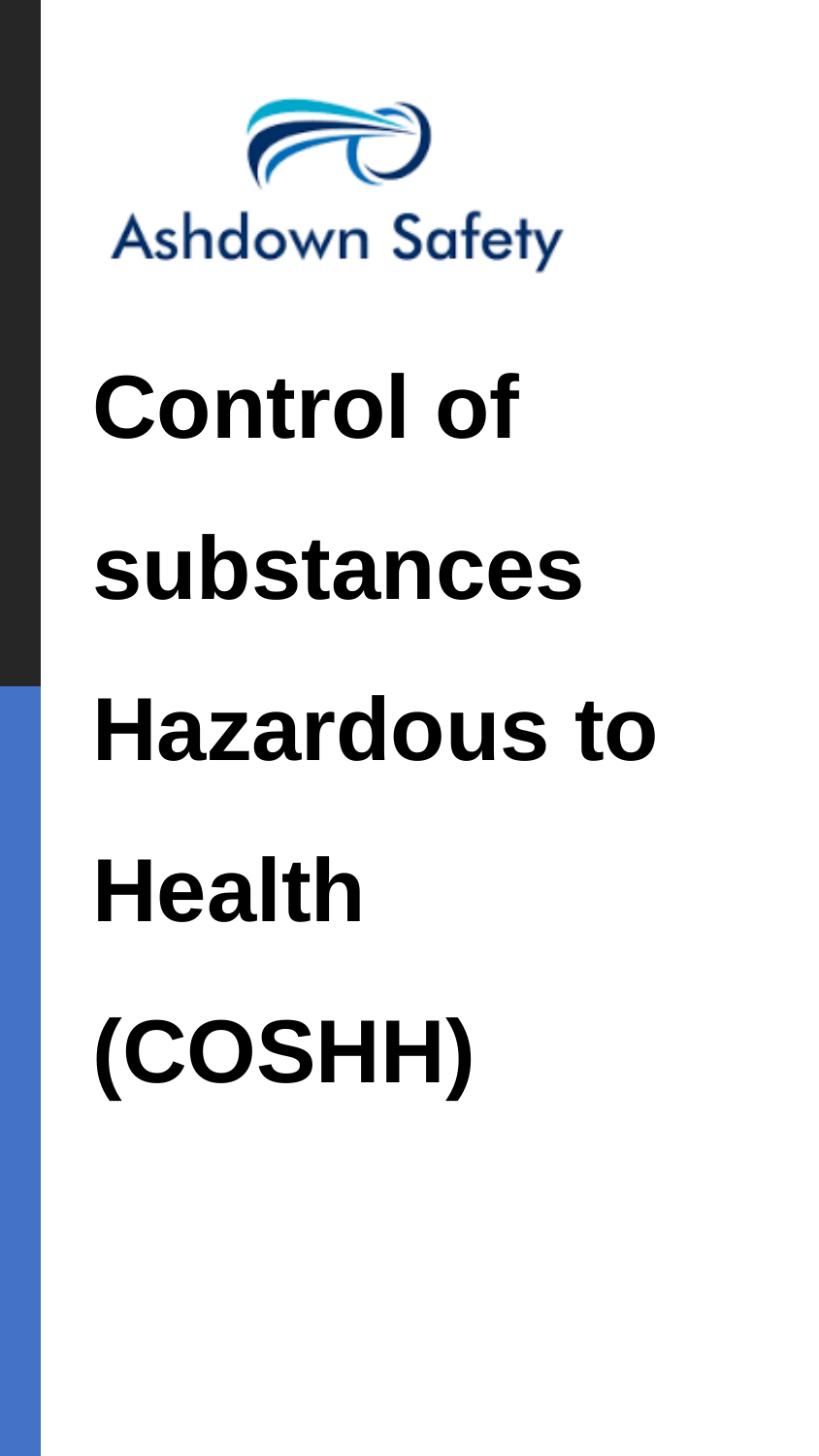Ashdown Safety

# Control of substances Hazardous to Health (COSHH)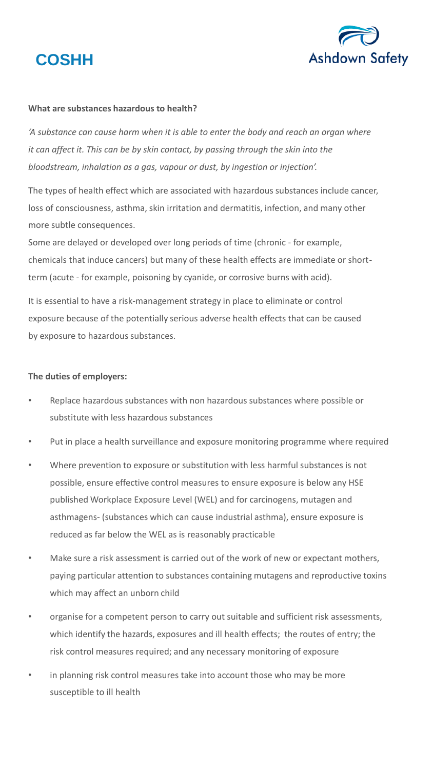# COSHH

**What are substances hazardous to health?**

*'A substance can cause harm when it is able to enter the body and reach an organ where it can affect it. This can be by skin contact, by passing through the skin into the bloodstream, inhalation as a gas, vapour or dust, by ingestion or injection'.*

The types of health effect which are associated with hazardous substances include cancer, loss of consciousness, asthma, skin irritation and dermatitis, infection, and many other more subtle consequences.

Some are delayed or developed over long periods of time (chronic - for example, chemicals that induce cancers) but many of these health effects are immediate or short-term (acute - for example, poisoning by cyanide, or corrosive burns with acid).

It is essential to have a risk-management strategy in place to eliminate or control exposure because of the potentially serious adverse health effects that can be caused by exposure to hazardous substances.

**The duties of employers:**

- Replace hazardous substances with non hazardous substances where possible or substitute with less hazardous substances
- Put in place a health surveillance and exposure monitoring programme where required
- Where prevention to exposure or substitution with less harmful substances is not possible, ensure effective control measures to ensure exposure is below any HSE published Workplace Exposure Level (WEL) and for carcinogens, mutagen and asthmagens- (substances which can cause industrial asthma), ensure exposure is reduced as far below the WEL as is reasonably practicable
- Make sure a risk assessment is carried out of the work of new or expectant mothers, paying particular attention to substances containing mutagens and reproductive toxins which may affect an unborn child
- organise for a competent person to carry out suitable and sufficient risk assessments, which identify the hazards, exposures and ill health effects; the routes of entry; the risk control measures required; and any necessary monitoring of exposure
- in planning risk control measures take into account those who may be more susceptible to ill health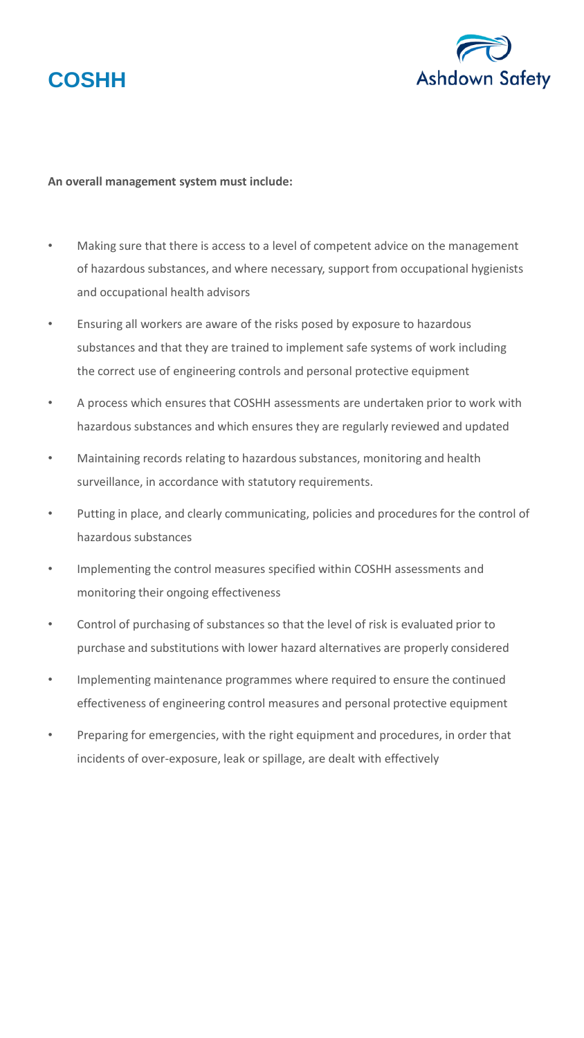# COSHH

**An overall management system must include:**

- Making sure that there is access to a level of competent advice on the management of hazardous substances, and where necessary, support from occupational hygienists and occupational health advisors
- Ensuring all workers are aware of the risks posed by exposure to hazardous substances and that they are trained to implement safe systems of work including the correct use of engineering controls and personal protective equipment
- A process which ensures that COSHH assessments are undertaken prior to work with hazardous substances and which ensures they are regularly reviewed and updated
- Maintaining records relating to hazardous substances, monitoring and health surveillance, in accordance with statutory requirements.
- Putting in place, and clearly communicating, policies and procedures for the control of hazardous substances
- Implementing the control measures specified within COSHH assessments and monitoring their ongoing effectiveness
- Control of purchasing of substances so that the level of risk is evaluated prior to purchase and substitutions with lower hazard alternatives are properly considered
- Implementing maintenance programmes where required to ensure the continued effectiveness of engineering control measures and personal protective equipment
- Preparing for emergencies, with the right equipment and procedures, in order that incidents of over-exposure, leak or spillage, are dealt with effectively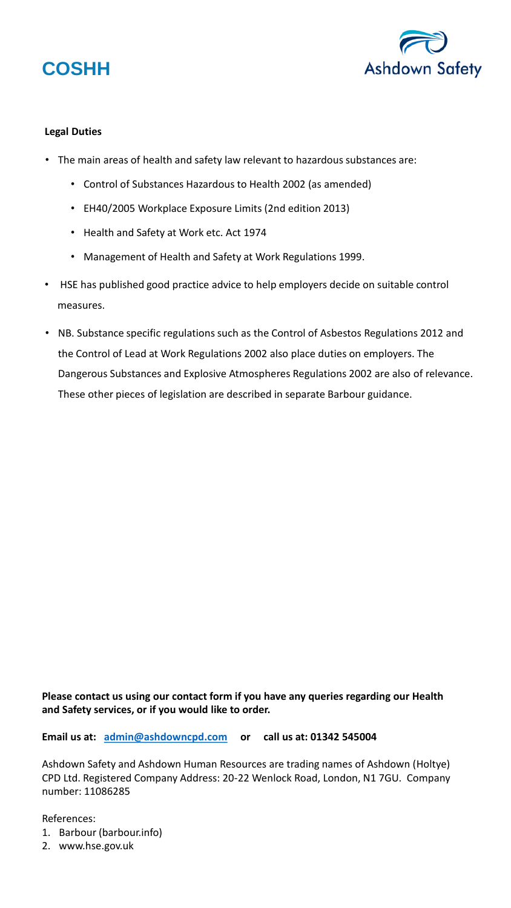# COSHH

Ashdown Safety

**Legal Duties**

- The main areas of health and safety law relevant to hazardous substances are:
  - Control of Substances Hazardous to Health 2002 (as amended)
  - EH40/2005 Workplace Exposure Limits (2nd edition 2013)
  - Health and Safety at Work etc. Act 1974
  - Management of Health and Safety at Work Regulations 1999.
- HSE has published good practice advice to help employers decide on suitable control measures.
- NB. Substance specific regulations such as the Control of Asbestos Regulations 2012 and the Control of Lead at Work Regulations 2002 also place duties on employers. The Dangerous Substances and Explosive Atmospheres Regulations 2002 are also of relevance. These other pieces of legislation are described in separate Barbour guidance.

**Please contact us using our contact form if you have any queries regarding our Health and Safety services, or if you would like to order.**

**Email us at: admin@ashdowncpd.com or call us at: 01342 545004**

Ashdown Safety and Ashdown Human Resources are trading names of Ashdown (Holtye) CPD Ltd. Registered Company Address: 20-22 Wenlock Road, London, N1 7GU. Company number: 11086285

References:

1. Barbour (barbour.info)
2. www.hse.gov.uk